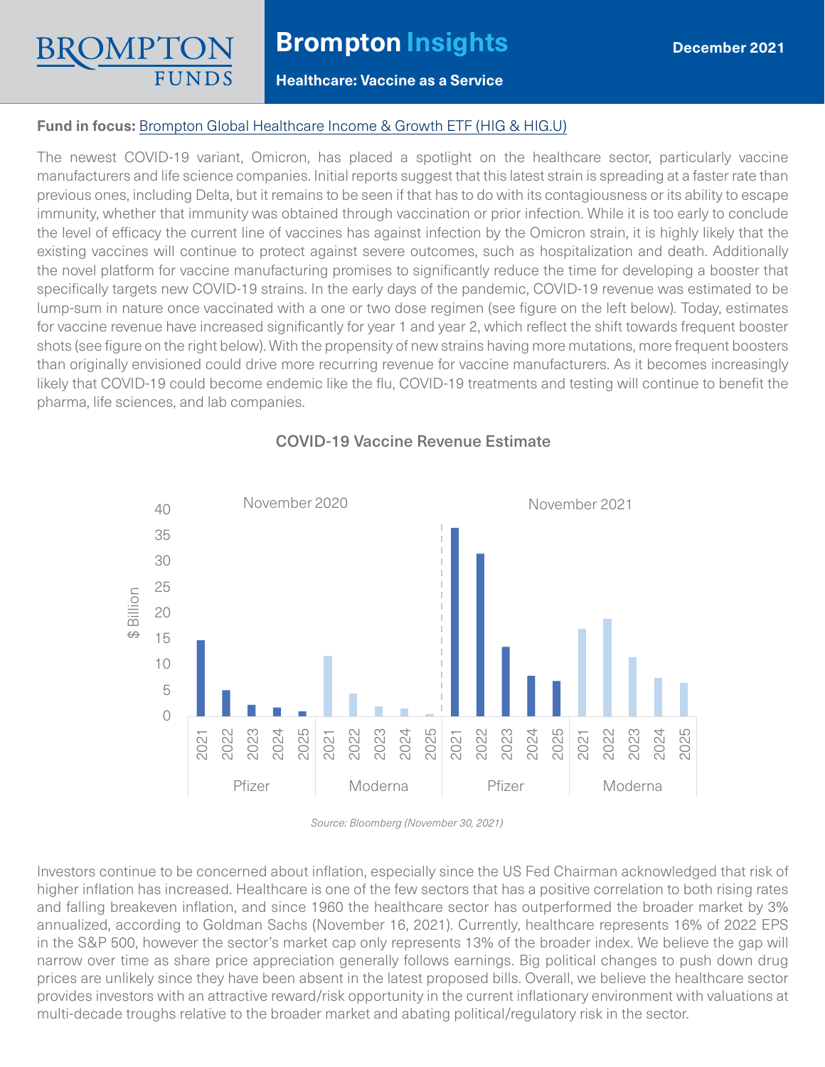**Brompton Insights**

**Healthcare: Vaccine as a Service**

December 2021

**Fund in focus:** Brompton Global Healthcare Income & Growth ETF (HIG & HIG.U)

The newest COVID-19 variant, Omicron, has placed a spotlight on the healthcare sector, particularly vaccine manufacturers and life science companies. Initial reports suggest that this latest strain is spreading at a faster rate than previous ones, including Delta, but it remains to be seen if that has to do with its contagiousness or its ability to escape immunity, whether that immunity was obtained through vaccination or prior infection. While it is too early to conclude the level of efficacy the current line of vaccines has against infection by the Omicron strain, it is highly likely that the existing vaccines will continue to protect against severe outcomes, such as hospitalization and death. Additionally the novel platform for vaccine manufacturing promises to significantly reduce the time for developing a booster that specifically targets new COVID-19 strains. In the early days of the pandemic, COVID-19 revenue was estimated to be lump-sum in nature once vaccinated with a one or two dose regimen (see figure on the left below). Today, estimates for vaccine revenue have increased significantly for year 1 and year 2, which reflect the shift towards frequent booster shots (see figure on the right below). With the propensity of new strains having more mutations, more frequent boosters than originally envisioned could drive more recurring revenue for vaccine manufacturers. As it becomes increasingly likely that COVID-19 could become endemic like the flu, COVID-19 treatments and testing will continue to benefit the pharma, life sciences, and lab companies.

**COVID-19 Vaccine Revenue Estimate**

*Source: Bloomberg (November 30, 2021)*

Investors continue to be concerned about inflation, especially since the US Fed Chairman acknowledged that risk of higher inflation has increased. Healthcare is one of the few sectors that has a positive correlation to both rising rates and falling breakeven inflation, and since 1960 the healthcare sector has outperformed the broader market by 3% annualized, according to Goldman Sachs (November 16, 2021). Currently, healthcare represents 16% of 2022 EPS in the S&P 500, however the sector's market cap only represents 13% of the broader index. We believe the gap will narrow over time as share price appreciation generally follows earnings. Big political changes to push down drug prices are unlikely since they have been absent in the latest proposed bills. Overall, we believe the healthcare sector provides investors with an attractive reward/risk opportunity in the current inflationary environment with valuations at multi-decade troughs relative to the broader market and abating political/regulatory risk in the sector.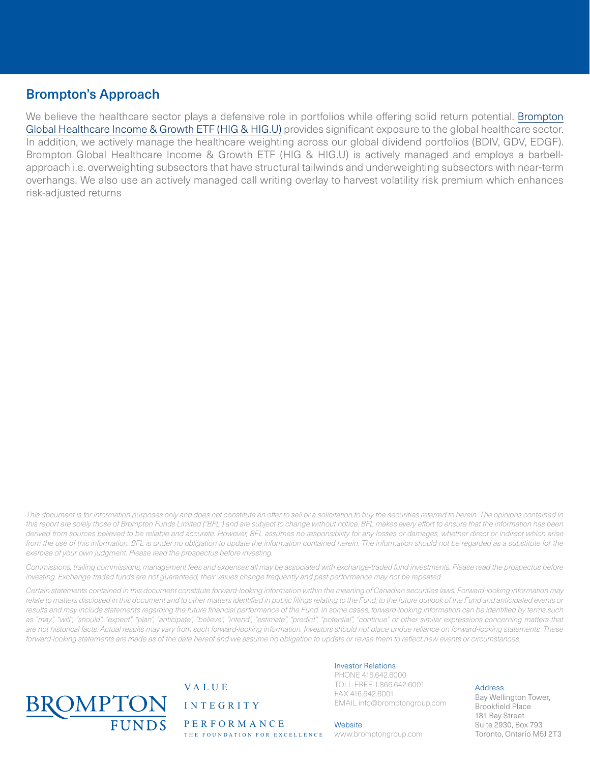## Brompton's Approach

We believe the healthcare sector plays a defensive role in portfolios while offering solid return potential. Brompton Global Healthcare Income & Growth ETF (HIG & HIG.U) provides significant exposure to the global healthcare sector. In addition, we actively manage the healthcare weighting across our global dividend portfolios (BDIV, GDV, EDGF). Brompton Global Healthcare Income & Growth ETF (HIG & HIG.U) is actively managed and employs a barbell-approach i.e. overweighting subsectors that have structural tailwinds and underweighting subsectors with near-term overhangs. We also use an actively managed call writing overlay to harvest volatility risk premium which enhances risk-adjusted returns

*This document is for information purposes only and does not constitute an offer to sell or a solicitation to buy the securities referred to herein. The opinions contained in this report are solely those of Brompton Funds Limited ("BFL") and are subject to change without notice. BFL makes every effort to ensure that the information has been derived from sources believed to be reliable and accurate. However, BFL assumes no responsibility for any losses or damages, whether direct or indirect which arise from the use of this information. BFL is under no obligation to update the information contained herein. The information should not be regarded as a substitute for the exercise of your own judgment. Please read the prospectus before investing.*

*Commissions, trailing commissions, management fees and expenses all may be associated with exchange-traded fund investments. Please read the prospectus before investing. Exchange-traded funds are not guaranteed, their values change frequently and past performance may not be repeated.*

*Certain statements contained in this document constitute forward-looking information within the meaning of Canadian securities laws. Forward-looking information may relate to matters disclosed in this document and to other matters identified in public filings relating to the Fund, to the future outlook of the Fund and anticipated events or results and may include statements regarding the future financial performance of the Fund. In some cases, forward-looking information can be identified by terms such as "may", "will", "should", "expect", "plan", "anticipate", "believe", "intend", "estimate", "predict", "potential", "continue" or other similar expressions concerning matters that are not historical facts. Actual results may vary from such forward-looking information. Investors should not place undue reliance on forward-looking statements. These forward-looking statements are made as of the date hereof and we assume no obligation to update or revise them to reflect new events or circumstances.*

BROMPTON FUNDS

VALUE
INTEGRITY
PERFORMANCE
THE FOUNDATION FOR EXCELLENCE

Investor Relations
PHONE 416.642.6000
TOLL FREE 1.866.642.6001
FAX 416.642.6001
EMAIL info@bromptongroup.com

Website
www.bromptongroup.com

Address
Bay Wellington Tower,
Brookfield Place
181 Bay Street
Suite 2930, Box 793
Toronto, Ontario M5J 2T3